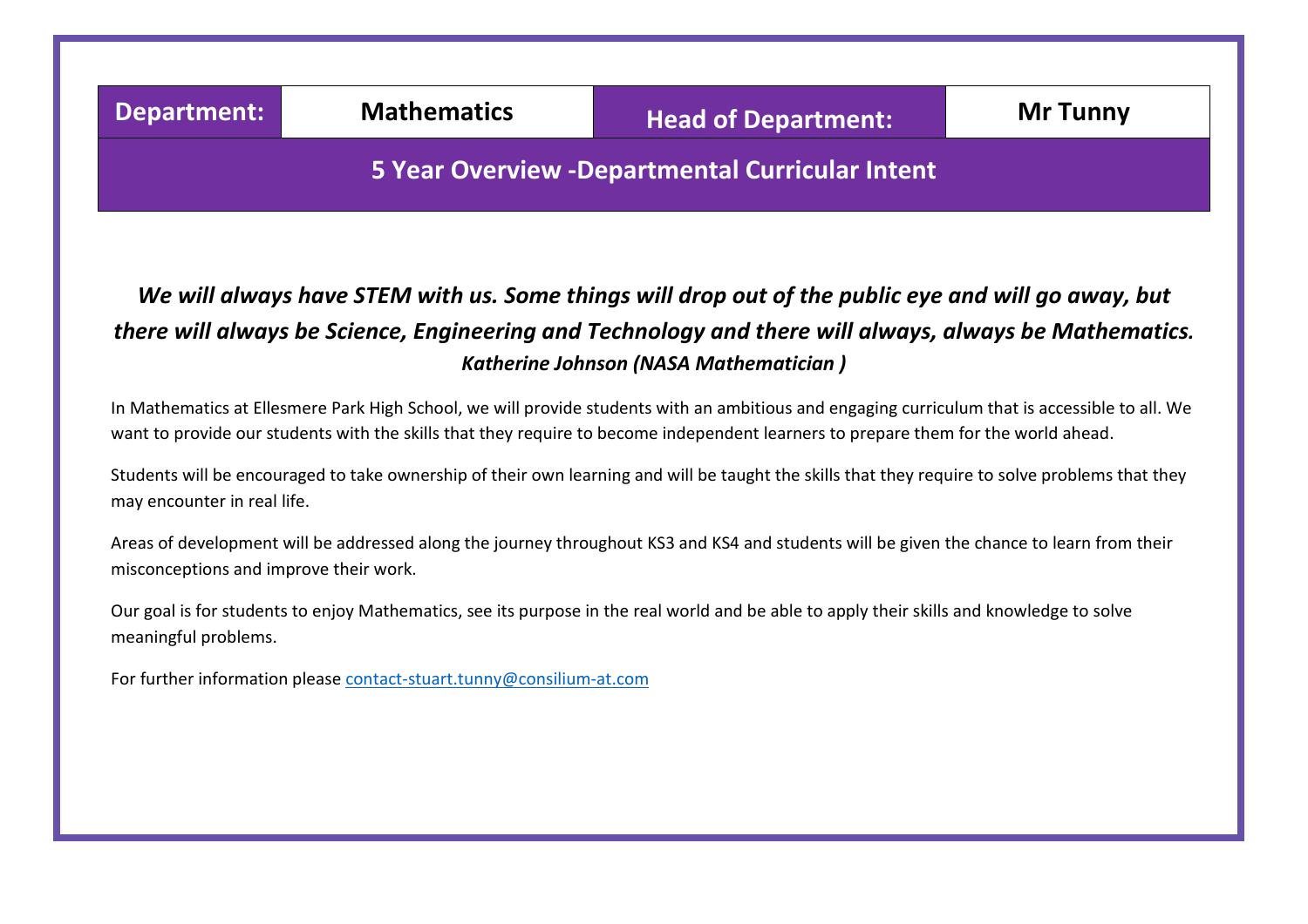| Department: | Mathematics | Head of Department: | Mr Tunny |
|---|---|---|---|

## 5 Year Overview -Departmental Curricular Intent

***We will always have STEM with us. Some things will drop out of the public eye and will go away, but there will always be Science, Engineering and Technology and there will always, always be Mathematics.***

***Katherine Johnson (NASA Mathematician )***

In Mathematics at Ellesmere Park High School, we will provide students with an ambitious and engaging curriculum that is accessible to all. We want to provide our students with the skills that they require to become independent learners to prepare them for the world ahead.

Students will be encouraged to take ownership of their own learning and will be taught the skills that they require to solve problems that they may encounter in real life.

Areas of development will be addressed along the journey throughout KS3 and KS4 and students will be given the chance to learn from their misconceptions and improve their work.

Our goal is for students to enjoy Mathematics, see its purpose in the real world and be able to apply their skills and knowledge to solve meaningful problems.

For further information please contact-stuart.tunny@consilium-at.com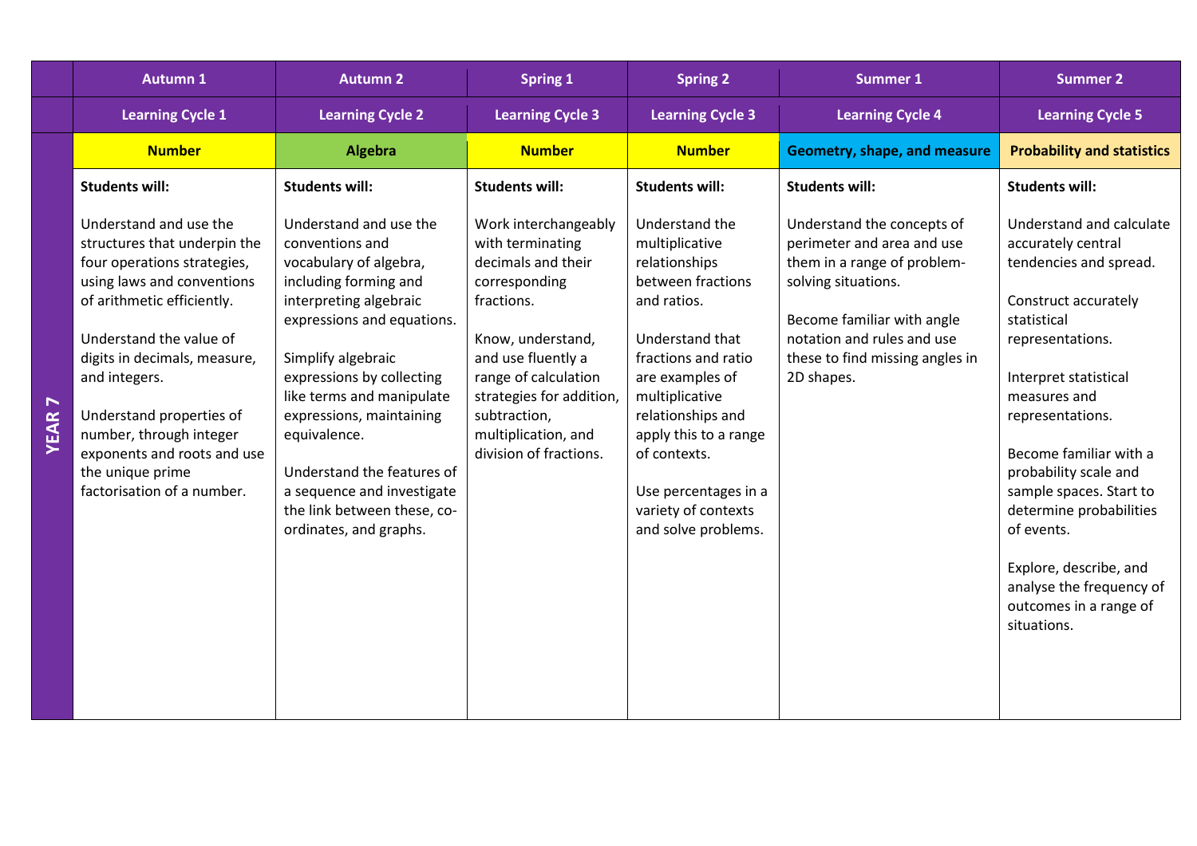| | Autumn 1 | Autumn 2 | Spring 1 | Spring 2 | Summer 1 | Summer 2 |
|---|---|---|---|---|---|---|
| | **Learning Cycle 1** | **Learning Cycle 2** | **Learning Cycle 3** | **Learning Cycle 3** | **Learning Cycle 4** | **Learning Cycle 5** |
| **YEAR 7** | **Number** | **Algebra** | **Number** | **Number** | **Geometry, shape, and measure** | **Probability and statistics** |
| | **Students will:**<br><br>Understand and use the structures that underpin the four operations strategies, using laws and conventions of arithmetic efficiently.<br><br>Understand the value of digits in decimals, measure, and integers.<br><br>Understand properties of number, through integer exponents and roots and use the unique prime factorisation of a number. | **Students will:**<br><br>Understand and use the conventions and vocabulary of algebra, including forming and interpreting algebraic expressions and equations.<br><br>Simplify algebraic expressions by collecting like terms and manipulate expressions, maintaining equivalence.<br><br>Understand the features of a sequence and investigate the link between these, co-ordinates, and graphs. | **Students will:**<br><br>Work interchangeably with terminating decimals and their corresponding fractions.<br><br>Know, understand, and use fluently a range of calculation strategies for addition, subtraction, multiplication, and division of fractions. | **Students will:**<br><br>Understand the multiplicative relationships between fractions and ratios.<br><br>Understand that fractions and ratio are examples of multiplicative relationships and apply this to a range of contexts.<br><br>Use percentages in a variety of contexts and solve problems. | **Students will:**<br><br>Understand the concepts of perimeter and area and use them in a range of problem-solving situations.<br><br>Become familiar with angle notation and rules and use these to find missing angles in 2D shapes. | **Students will:**<br><br>Understand and calculate accurately central tendencies and spread.<br><br>Construct accurately statistical representations.<br><br>Interpret statistical measures and representations.<br><br>Become familiar with a probability scale and sample spaces. Start to determine probabilities of events.<br><br>Explore, describe, and analyse the frequency of outcomes in a range of situations. |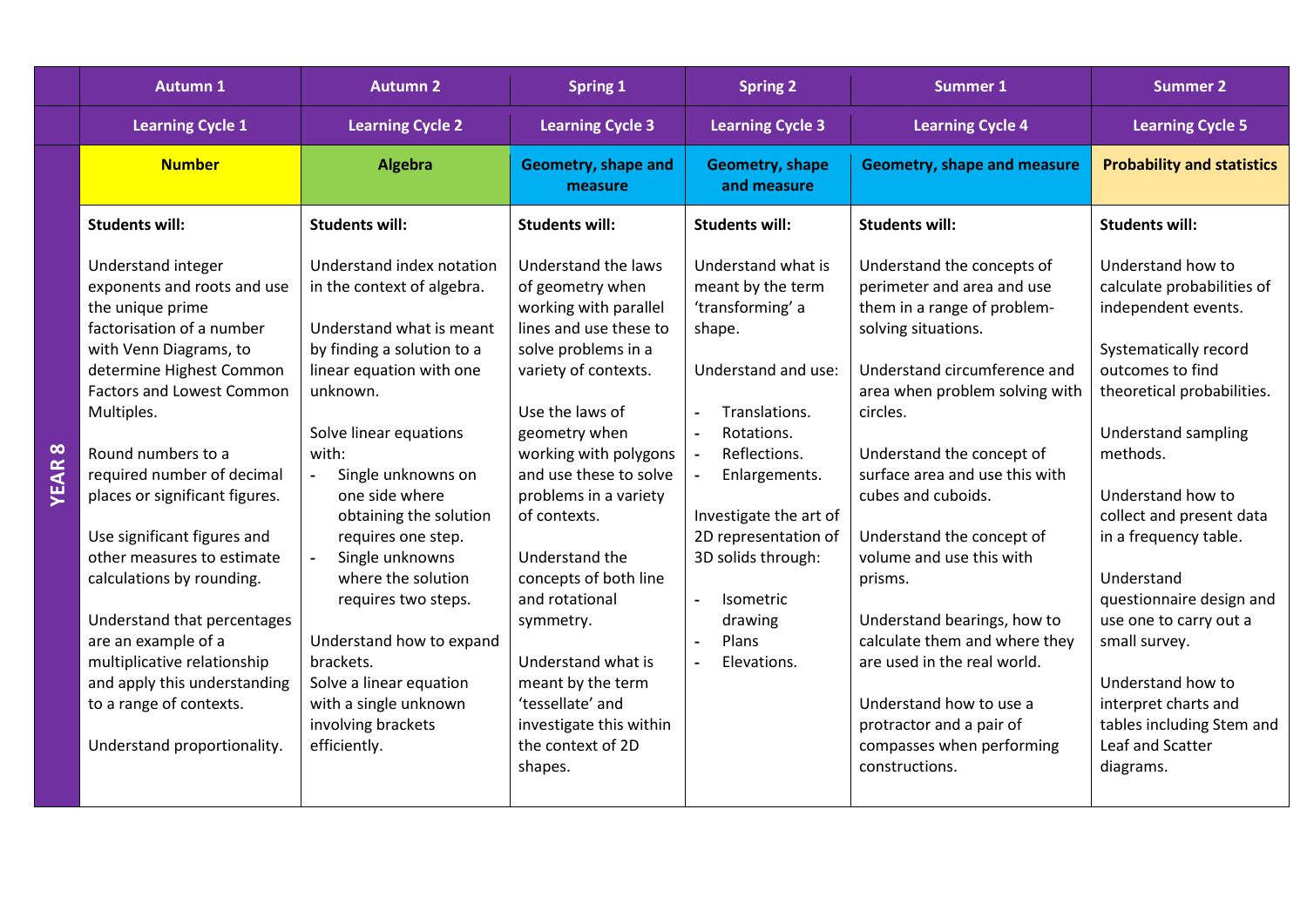| | Autumn 1 | Autumn 2 | Spring 1 | Spring 2 | Summer 1 | Summer 2 |
|---|---|---|---|---|---|---|
| | **Learning Cycle 1** | **Learning Cycle 2** | **Learning Cycle 3** | **Learning Cycle 3** | **Learning Cycle 4** | **Learning Cycle 5** |
| **YEAR 8** | **Number** | **Algebra** | **Geometry, shape and measure** | **Geometry, shape and measure** | **Geometry, shape and measure** | **Probability and statistics** |
| | **Students will:**<br><br>Understand integer exponents and roots and use the unique prime factorisation of a number with Venn Diagrams, to determine Highest Common Factors and Lowest Common Multiples.<br><br>Round numbers to a required number of decimal places or significant figures.<br><br>Use significant figures and other measures to estimate calculations by rounding.<br><br>Understand that percentages are an example of a multiplicative relationship and apply this understanding to a range of contexts.<br><br>Understand proportionality. | **Students will:**<br><br>Understand index notation in the context of algebra.<br><br>Understand what is meant by finding a solution to a linear equation with one unknown.<br><br>Solve linear equations with:<br>- Single unknowns on one side where obtaining the solution requires one step.<br>- Single unknowns where the solution requires two steps.<br><br>Understand how to expand brackets.<br>Solve a linear equation with a single unknown involving brackets efficiently. | **Students will:**<br><br>Understand the laws of geometry when working with parallel lines and use these to solve problems in a variety of contexts.<br><br>Use the laws of geometry when working with polygons and use these to solve problems in a variety of contexts.<br><br>Understand the concepts of both line and rotational symmetry.<br><br>Understand what is meant by the term 'tessellate' and investigate this within the context of 2D shapes. | **Students will:**<br><br>Understand what is meant by the term 'transforming' a shape.<br><br>Understand and use:<br><br>- Translations.<br>- Rotations.<br>- Reflections.<br>- Enlargements.<br><br>Investigate the art of 2D representation of 3D solids through:<br><br>- Isometric drawing<br>- Plans<br>- Elevations. | **Students will:**<br><br>Understand the concepts of perimeter and area and use them in a range of problem-solving situations.<br><br>Understand circumference and area when problem solving with circles.<br><br>Understand the concept of surface area and use this with cubes and cuboids.<br><br>Understand the concept of volume and use this with prisms.<br><br>Understand bearings, how to calculate them and where they are used in the real world.<br><br>Understand how to use a protractor and a pair of compasses when performing constructions. | **Students will:**<br><br>Understand how to calculate probabilities of independent events.<br><br>Systematically record outcomes to find theoretical probabilities.<br><br>Understand sampling methods.<br><br>Understand how to collect and present data in a frequency table.<br><br>Understand questionnaire design and use one to carry out a small survey.<br><br>Understand how to interpret charts and tables including Stem and Leaf and Scatter diagrams. |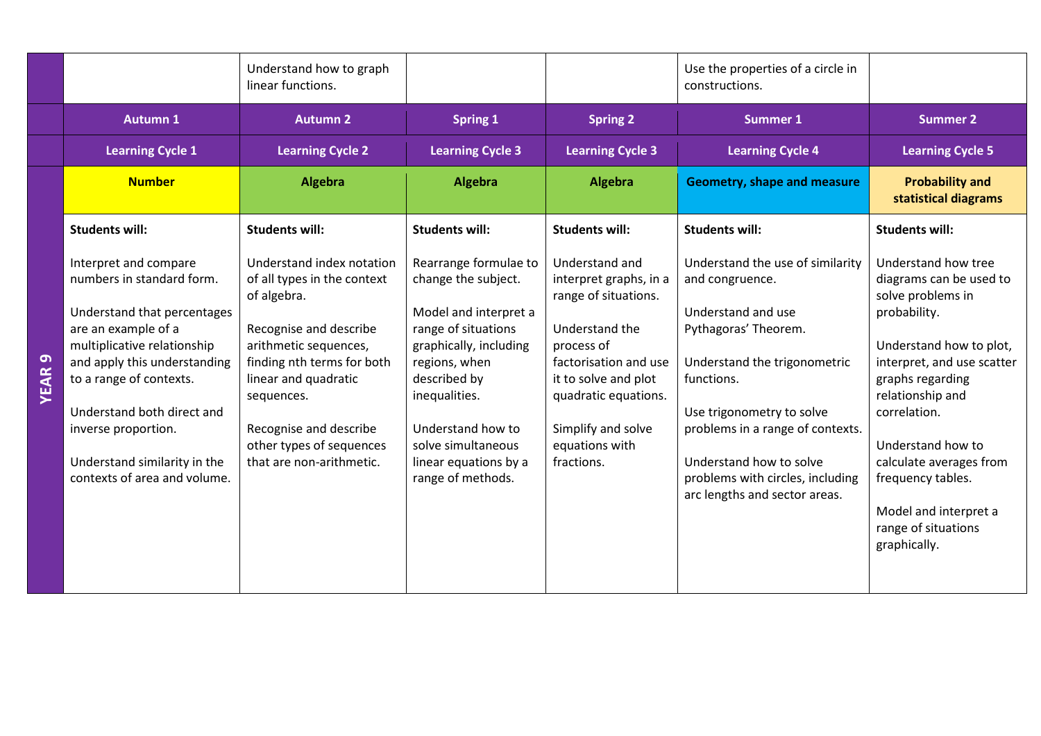| | | | | | | |
|---|---|---|---|---|---|---|
| | | Understand how to graph linear functions. | | | Use the properties of a circle in constructions. | |
| | **Autumn 1** | **Autumn 2** | **Spring 1** | **Spring 2** | **Summer 1** | **Summer 2** |
| | **Learning Cycle 1** | **Learning Cycle 2** | **Learning Cycle 3** | **Learning Cycle 3** | **Learning Cycle 4** | **Learning Cycle 5** |
| **YEAR 9** | **Number** | **Algebra** | **Algebra** | **Algebra** | **Geometry, shape and measure** | **Probability and statistical diagrams** |
| | **Students will:**<br><br>Interpret and compare numbers in standard form.<br><br>Understand that percentages are an example of a multiplicative relationship and apply this understanding to a range of contexts.<br><br>Understand both direct and inverse proportion.<br><br>Understand similarity in the contexts of area and volume. | **Students will:**<br><br>Understand index notation of all types in the context of algebra.<br><br>Recognise and describe arithmetic sequences, finding nth terms for both linear and quadratic sequences.<br><br>Recognise and describe other types of sequences that are non-arithmetic. | **Students will:**<br><br>Rearrange formulae to change the subject.<br><br>Model and interpret a range of situations graphically, including regions, when described by inequalities.<br><br>Understand how to solve simultaneous linear equations by a range of methods. | **Students will:**<br><br>Understand and interpret graphs, in a range of situations.<br><br>Understand the process of factorisation and use it to solve and plot quadratic equations.<br><br>Simplify and solve equations with fractions. | **Students will:**<br><br>Understand the use of similarity and congruence.<br><br>Understand and use Pythagoras' Theorem.<br><br>Understand the trigonometric functions.<br><br>Use trigonometry to solve problems in a range of contexts.<br><br>Understand how to solve problems with circles, including arc lengths and sector areas. | **Students will:**<br><br>Understand how tree diagrams can be used to solve problems in probability.<br><br>Understand how to plot, interpret, and use scatter graphs regarding relationship and correlation.<br><br>Understand how to calculate averages from frequency tables.<br><br>Model and interpret a range of situations graphically. |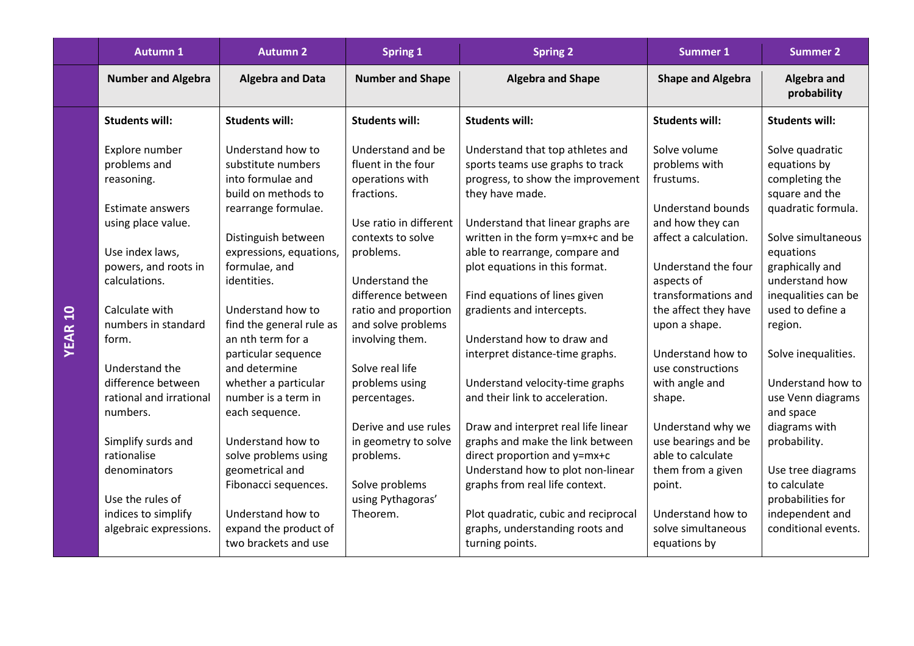| | Autumn 1 | Autumn 2 | Spring 1 | Spring 2 | Summer 1 | Summer 2 |
|---|---|---|---|---|---|---|
| | **Number and Algebra** | **Algebra and Data** | **Number and Shape** | **Algebra and Shape** | **Shape and Algebra** | **Algebra and probability** |
| **YEAR 10** | **Students will:**<br><br>Explore number problems and reasoning.<br><br>Estimate answers using place value.<br><br>Use index laws, powers, and roots in calculations.<br><br>Calculate with numbers in standard form.<br><br>Understand the difference between rational and irrational numbers.<br><br>Simplify surds and rationalise denominators<br><br>Use the rules of indices to simplify algebraic expressions. | **Students will:**<br><br>Understand how to substitute numbers into formulae and build on methods to rearrange formulae.<br><br>Distinguish between expressions, equations, formulae, and identities.<br><br>Understand how to find the general rule as an nth term for a particular sequence and determine whether a particular number is a term in each sequence.<br><br>Understand how to solve problems using geometrical and Fibonacci sequences.<br><br>Understand how to expand the product of two brackets and use | **Students will:**<br><br>Understand and be fluent in the four operations with fractions.<br><br>Use ratio in different contexts to solve problems.<br><br>Understand the difference between ratio and proportion and solve problems involving them.<br><br>Solve real life problems using percentages.<br><br>Derive and use rules in geometry to solve problems.<br><br>Solve problems using Pythagoras' Theorem. | **Students will:**<br><br>Understand that top athletes and sports teams use graphs to track progress, to show the improvement they have made.<br><br>Understand that linear graphs are written in the form y=mx+c and be able to rearrange, compare and plot equations in this format.<br><br>Find equations of lines given gradients and intercepts.<br><br>Understand how to draw and interpret distance-time graphs.<br><br>Understand velocity-time graphs and their link to acceleration.<br><br>Draw and interpret real life linear graphs and make the link between direct proportion and y=mx+c<br>Understand how to plot non-linear graphs from real life context.<br><br>Plot quadratic, cubic and reciprocal graphs, understanding roots and turning points. | **Students will:**<br><br>Solve volume problems with frustums.<br><br>Understand bounds and how they can affect a calculation.<br><br>Understand the four aspects of transformations and the affect they have upon a shape.<br><br>Understand how to use constructions with angle and shape.<br><br>Understand why we use bearings and be able to calculate them from a given point.<br><br>Understand how to solve simultaneous equations by | **Students will:**<br><br>Solve quadratic equations by completing the square and the quadratic formula.<br><br>Solve simultaneous equations graphically and understand how inequalities can be used to define a region.<br><br>Solve inequalities.<br><br>Understand how to use Venn diagrams and space diagrams with probability.<br><br>Use tree diagrams to calculate probabilities for independent and conditional events. |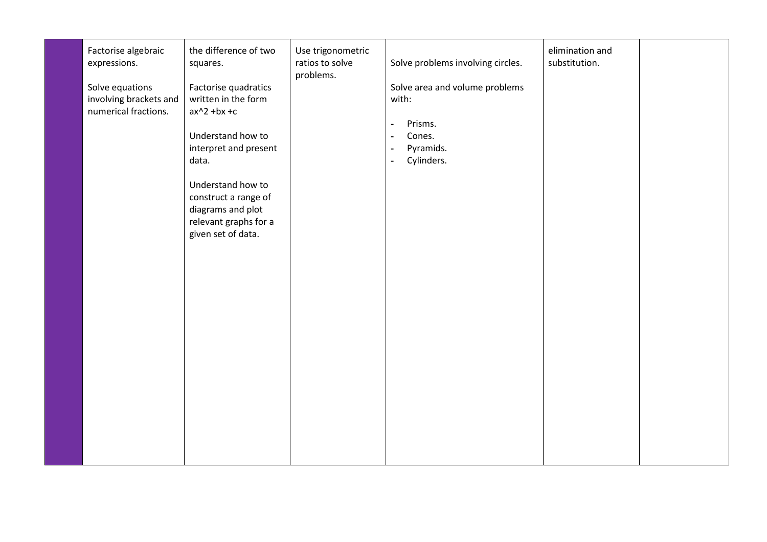|  | Factorise algebraic expressions.<br><br>Solve equations involving brackets and numerical fractions. | the difference of two squares.<br><br>Factorise quadratics written in the form $ax^2 + bx + c$<br><br>Understand how to interpret and present data.<br><br>Understand how to construct a range of diagrams and plot relevant graphs for a given set of data. | Use trigonometric ratios to solve problems. | Solve problems involving circles.<br><br>Solve area and volume problems with:<br><br>- Prisms.<br>- Cones.<br>- Pyramids.<br>- Cylinders. | elimination and substitution. |  |
|---|---|---|---|---|---|---|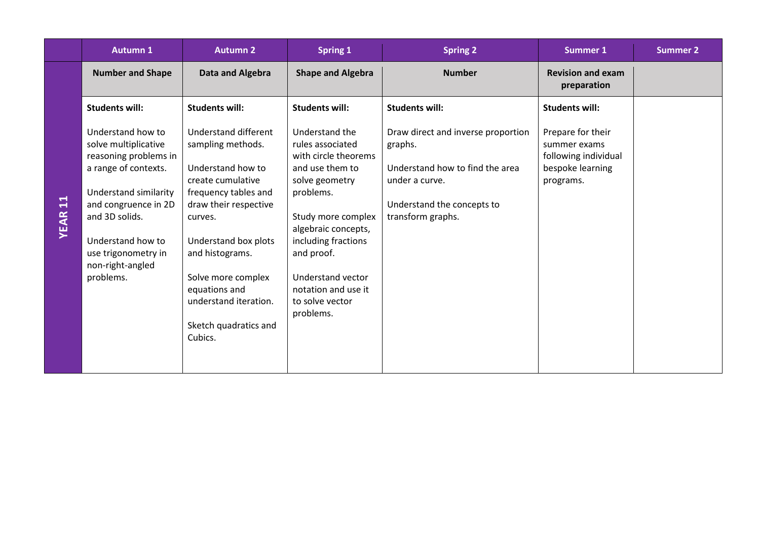| | Autumn 1 | Autumn 2 | Spring 1 | Spring 2 | Summer 1 | Summer 2 |
|---|---|---|---|---|---|---|
| **YEAR 11** | **Number and Shape** | **Data and Algebra** | **Shape and Algebra** | **Number** | **Revision and exam preparation** | |
| | **Students will:**<br><br>Understand how to solve multiplicative reasoning problems in a range of contexts.<br><br>Understand similarity and congruence in 2D and 3D solids.<br><br>Understand how to use trigonometry in non-right-angled problems. | **Students will:**<br><br>Understand different sampling methods.<br><br>Understand how to create cumulative frequency tables and draw their respective curves.<br><br>Understand box plots and histograms.<br><br>Solve more complex equations and understand iteration.<br><br>Sketch quadratics and Cubics. | **Students will:**<br><br>Understand the rules associated with circle theorems and use them to solve geometry problems.<br><br>Study more complex algebraic concepts, including fractions and proof.<br><br>Understand vector notation and use it to solve vector problems. | **Students will:**<br><br>Draw direct and inverse proportion graphs.<br><br>Understand how to find the area under a curve.<br><br>Understand the concepts to transform graphs. | **Students will:**<br><br>Prepare for their summer exams following individual bespoke learning programs. | |